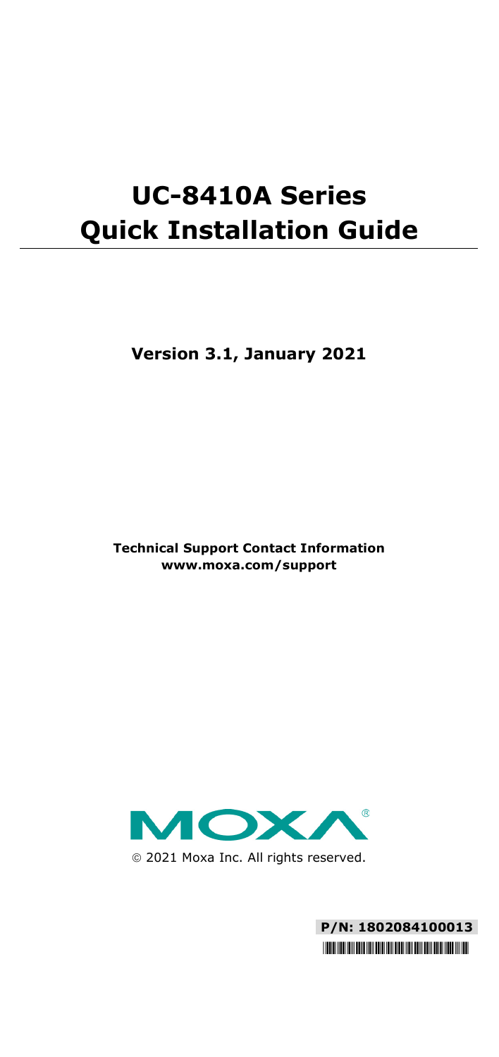# UC-8410A Series Quick Installation Guide

**Version 3.1, January 2021**

**Technical Support Contact Information**
**www.moxa.com/support**

MOXA®

© 2021 Moxa Inc. All rights reserved.

**P/N: 1802084100013**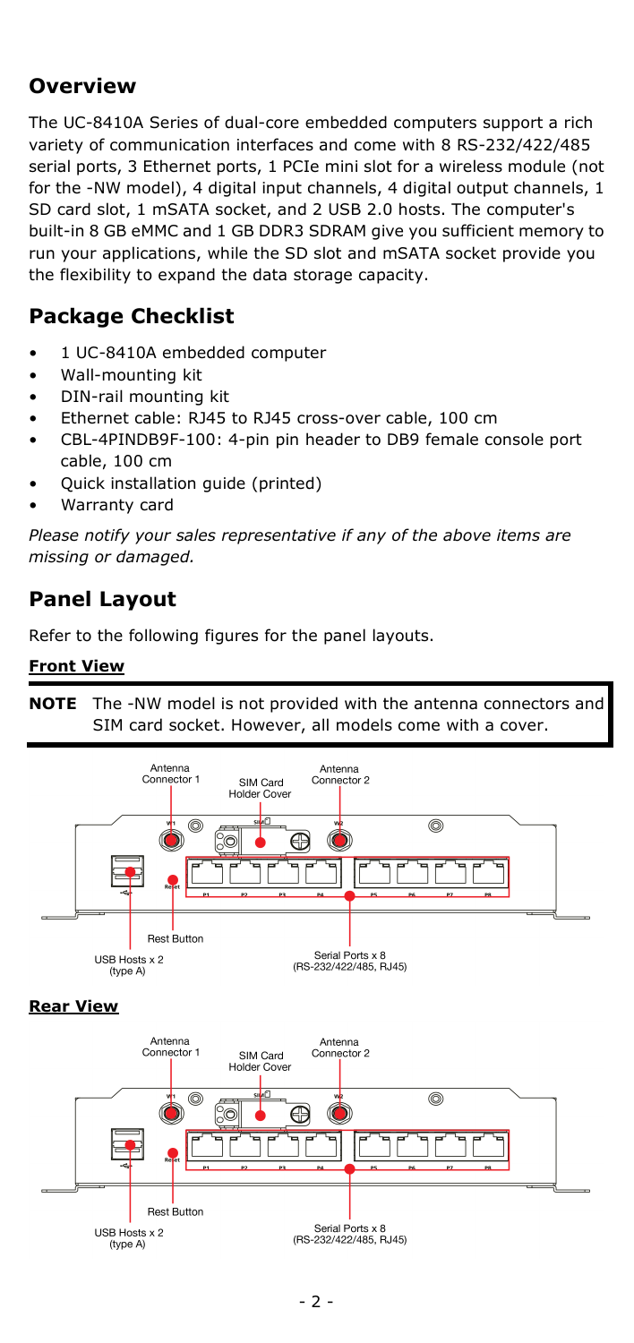## Overview

The UC-8410A Series of dual-core embedded computers support a rich variety of communication interfaces and come with 8 RS-232/422/485 serial ports, 3 Ethernet ports, 1 PCIe mini slot for a wireless module (not for the -NW model), 4 digital input channels, 4 digital output channels, 1 SD card slot, 1 mSATA socket, and 2 USB 2.0 hosts. The computer's built-in 8 GB eMMC and 1 GB DDR3 SDRAM give you sufficient memory to run your applications, while the SD slot and mSATA socket provide you the flexibility to expand the data storage capacity.

## Package Checklist

- 1 UC-8410A embedded computer
- Wall-mounting kit
- DIN-rail mounting kit
- Ethernet cable: RJ45 to RJ45 cross-over cable, 100 cm
- CBL-4PINDB9F-100: 4-pin pin header to DB9 female console port cable, 100 cm
- Quick installation guide (printed)
- Warranty card

*Please notify your sales representative if any of the above items are missing or damaged.*

## Panel Layout

Refer to the following figures for the panel layouts.

**Front View**

**NOTE** The -NW model is not provided with the antenna connectors and SIM card socket. However, all models come with a cover.

Antenna Connector 1, SIM Card Holder Cover, Antenna Connector 2, USB Hosts x 2 (type A), Rest Button, Serial Ports x 8 (RS-232/422/485, RJ45)

**Rear View**

Antenna Connector 1, SIM Card Holder Cover, Antenna Connector 2, USB Hosts x 2 (type A), Rest Button, Serial Ports x 8 (RS-232/422/485, RJ45)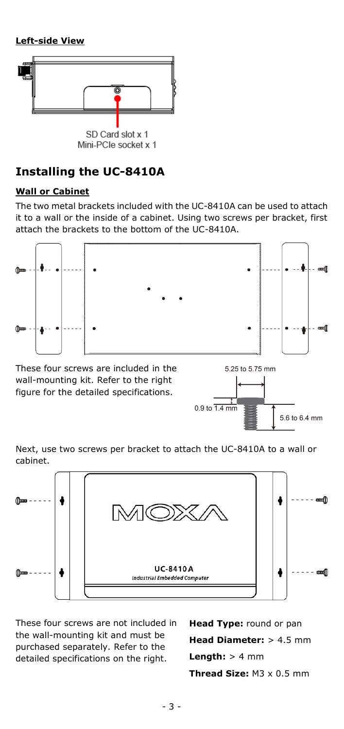**Left-side View**

SD Card slot x 1
Mini-PCIe socket x 1

## Installing the UC-8410A

**Wall or Cabinet**

The two metal brackets included with the UC-8410A can be used to attach it to a wall or the inside of a cabinet. Using two screws per bracket, first attach the brackets to the bottom of the UC-8410A.

These four screws are included in the wall-mounting kit. Refer to the right figure for the detailed specifications.

5.25 to 5.75 mm

0.9 to 1.4 mm

5.6 to 6.4 mm

Next, use two screws per bracket to attach the UC-8410A to a wall or cabinet.

These four screws are not included in the wall-mounting kit and must be purchased separately. Refer to the detailed specifications on the right.

**Head Type:** round or pan

**Head Diameter:** > 4.5 mm

**Length:** > 4 mm

**Thread Size:** M3 x 0.5 mm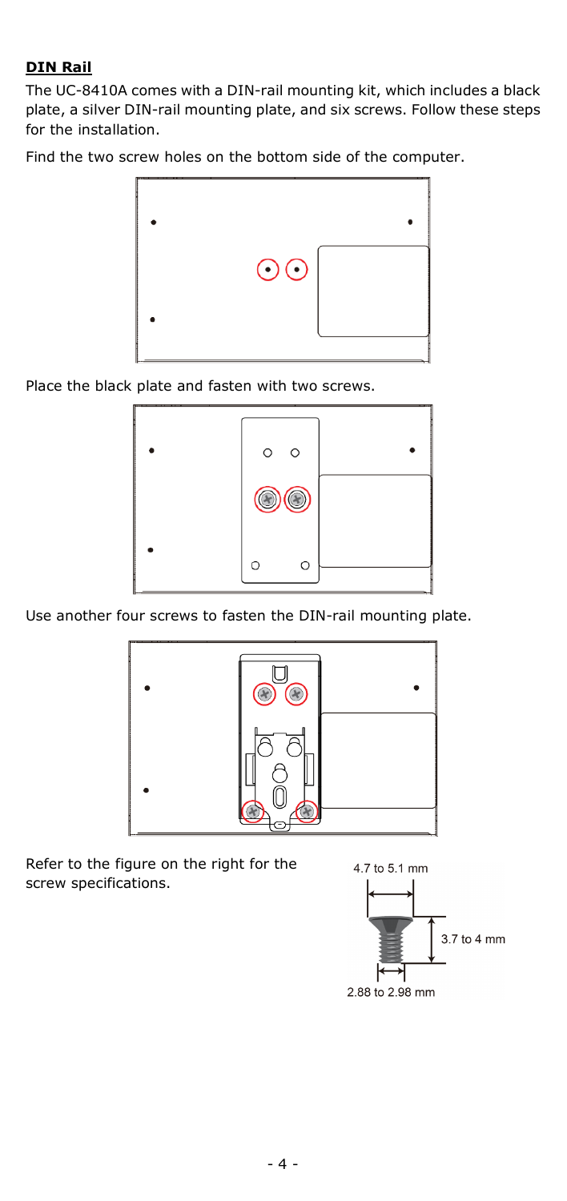**DIN Rail**

The UC-8410A comes with a DIN-rail mounting kit, which includes a black plate, a silver DIN-rail mounting plate, and six screws. Follow these steps for the installation.

Find the two screw holes on the bottom side of the computer.

Place the black plate and fasten with two screws.

Use another four screws to fasten the DIN-rail mounting plate.

Refer to the figure on the right for the screw specifications.

4.7 to 5.1 mm

3.7 to 4 mm

2.88 to 2.98 mm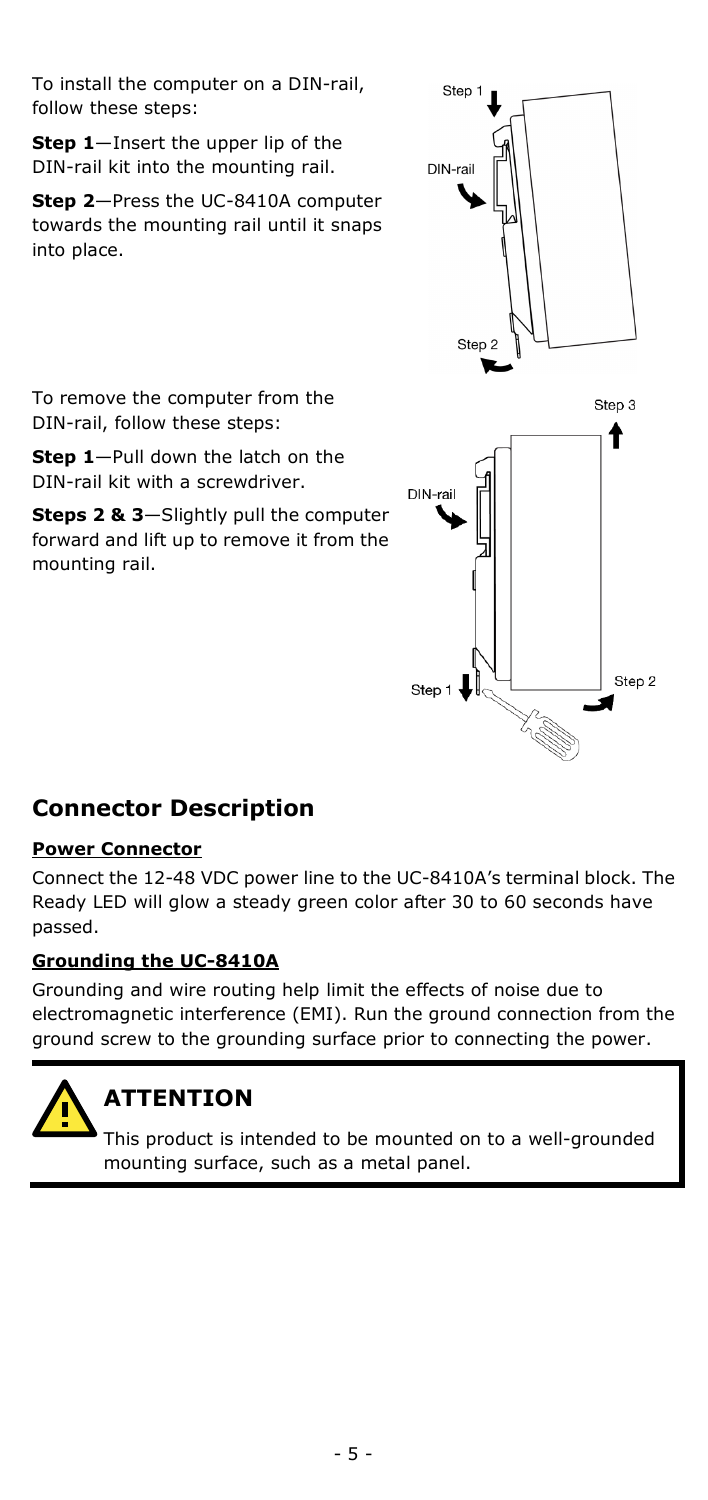To install the computer on a DIN-rail, follow these steps:

**Step 1**—Insert the upper lip of the DIN-rail kit into the mounting rail.

**Step 2**—Press the UC-8410A computer towards the mounting rail until it snaps into place.

To remove the computer from the DIN-rail, follow these steps:

**Step 1**—Pull down the latch on the DIN-rail kit with a screwdriver.

**Steps 2 & 3**—Slightly pull the computer forward and lift up to remove it from the mounting rail.

## Connector Description

**Power Connector**

Connect the 12-48 VDC power line to the UC-8410A's terminal block. The Ready LED will glow a steady green color after 30 to 60 seconds have passed.

**Grounding the UC-8410A**

Grounding and wire routing help limit the effects of noise due to electromagnetic interference (EMI). Run the ground connection from the ground screw to the grounding surface prior to connecting the power.

### ATTENTION

This product is intended to be mounted on to a well-grounded mounting surface, such as a metal panel.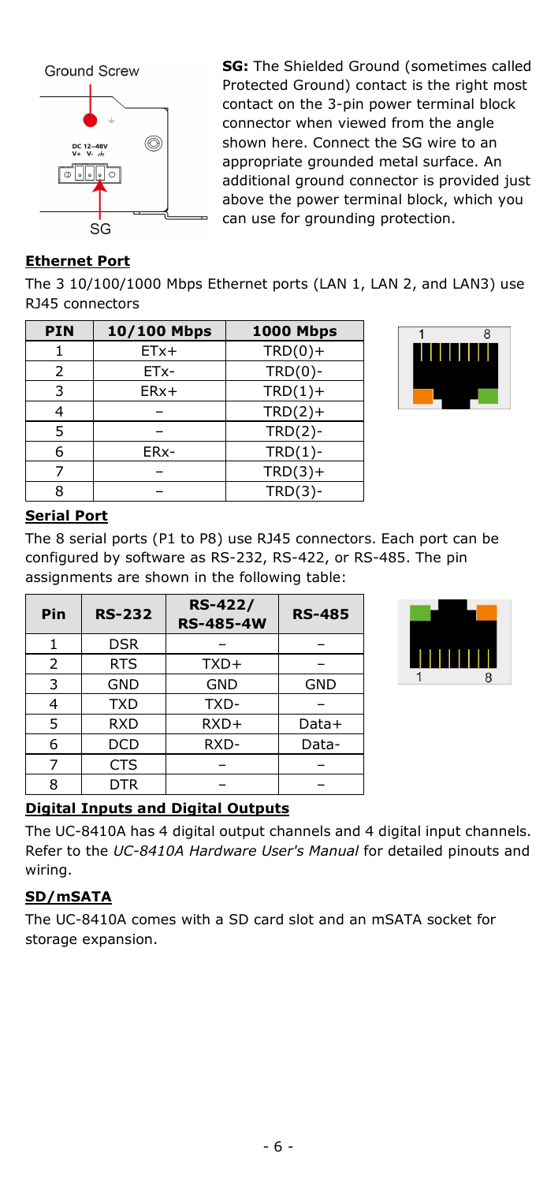**SG:** The Shielded Ground (sometimes called Protected Ground) contact is the right most contact on the 3-pin power terminal block connector when viewed from the angle shown here. Connect the SG wire to an appropriate grounded metal surface. An additional ground connector is provided just above the power terminal block, which you can use for grounding protection.

## Ethernet Port

The 3 10/100/1000 Mbps Ethernet ports (LAN 1, LAN 2, and LAN3) use RJ45 connectors

| PIN | 10/100 Mbps | 1000 Mbps |
|---|---|---|
| 1 | ETx+ | TRD(0)+ |
| 2 | ETx- | TRD(0)- |
| 3 | ERx+ | TRD(1)+ |
| 4 | – | TRD(2)+ |
| 5 | – | TRD(2)- |
| 6 | ERx- | TRD(1)- |
| 7 | – | TRD(3)+ |
| 8 | – | TRD(3)- |

## Serial Port

The 8 serial ports (P1 to P8) use RJ45 connectors. Each port can be configured by software as RS-232, RS-422, or RS-485. The pin assignments are shown in the following table:

| Pin | RS-232 | RS-422/ RS-485-4W | RS-485 |
|---|---|---|---|
| 1 | DSR | – | – |
| 2 | RTS | TXD+ | – |
| 3 | GND | GND | GND |
| 4 | TXD | TXD- | – |
| 5 | RXD | RXD+ | Data+ |
| 6 | DCD | RXD- | Data- |
| 7 | CTS | – | – |
| 8 | DTR | – | – |

## Digital Inputs and Digital Outputs

The UC-8410A has 4 digital output channels and 4 digital input channels. Refer to the *UC-8410A Hardware User's Manual* for detailed pinouts and wiring.

## SD/mSATA

The UC-8410A comes with a SD card slot and an mSATA socket for storage expansion.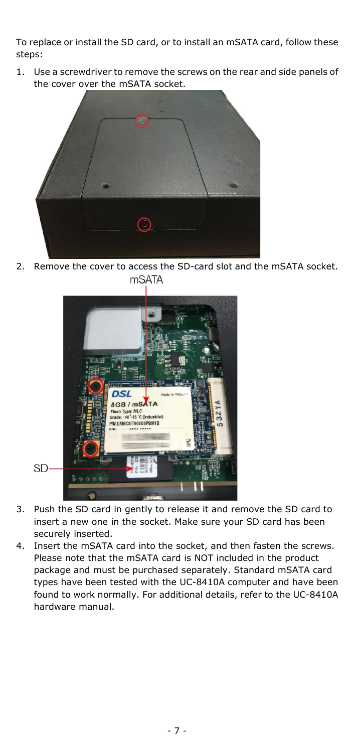To replace or install the SD card, or to install an mSATA card, follow these steps:

1. Use a screwdriver to remove the screws on the rear and side panels of the cover over the mSATA socket.
2. Remove the cover to access the SD-card slot and the mSATA socket.
3. Push the SD card in gently to release it and remove the SD card to insert a new one in the socket. Make sure your SD card has been securely inserted.
4. Insert the mSATA card into the socket, and then fasten the screws. Please note that the mSATA card is NOT included in the product package and must be purchased separately. Standard mSATA card types have been tested with the UC-8410A computer and have been found to work normally. For additional details, refer to the UC-8410A hardware manual.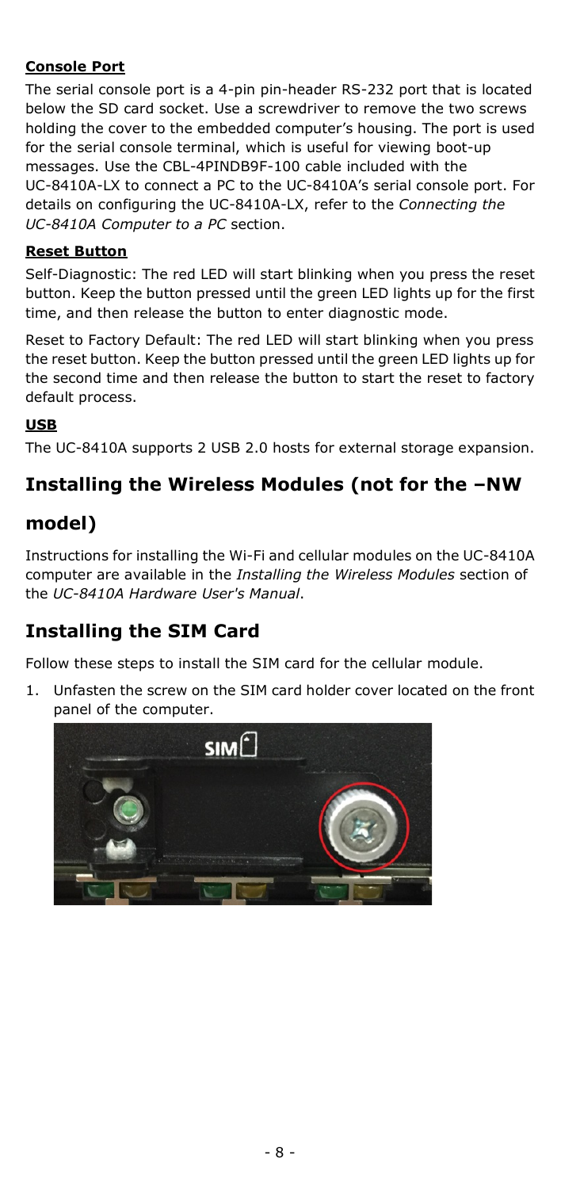**Console Port**

The serial console port is a 4-pin pin-header RS-232 port that is located below the SD card socket. Use a screwdriver to remove the two screws holding the cover to the embedded computer's housing. The port is used for the serial console terminal, which is useful for viewing boot-up messages. Use the CBL-4PINDB9F-100 cable included with the UC-8410A-LX to connect a PC to the UC-8410A's serial console port. For details on configuring the UC-8410A-LX, refer to the *Connecting the UC-8410A Computer to a PC* section.

**Reset Button**

Self-Diagnostic: The red LED will start blinking when you press the reset button. Keep the button pressed until the green LED lights up for the first time, and then release the button to enter diagnostic mode.

Reset to Factory Default: The red LED will start blinking when you press the reset button. Keep the button pressed until the green LED lights up for the second time and then release the button to start the reset to factory default process.

**USB**

The UC-8410A supports 2 USB 2.0 hosts for external storage expansion.

## Installing the Wireless Modules (not for the –NW model)

Instructions for installing the Wi-Fi and cellular modules on the UC-8410A computer are available in the *Installing the Wireless Modules* section of the *UC-8410A Hardware User's Manual*.

## Installing the SIM Card

Follow these steps to install the SIM card for the cellular module.

1. Unfasten the screw on the SIM card holder cover located on the front panel of the computer.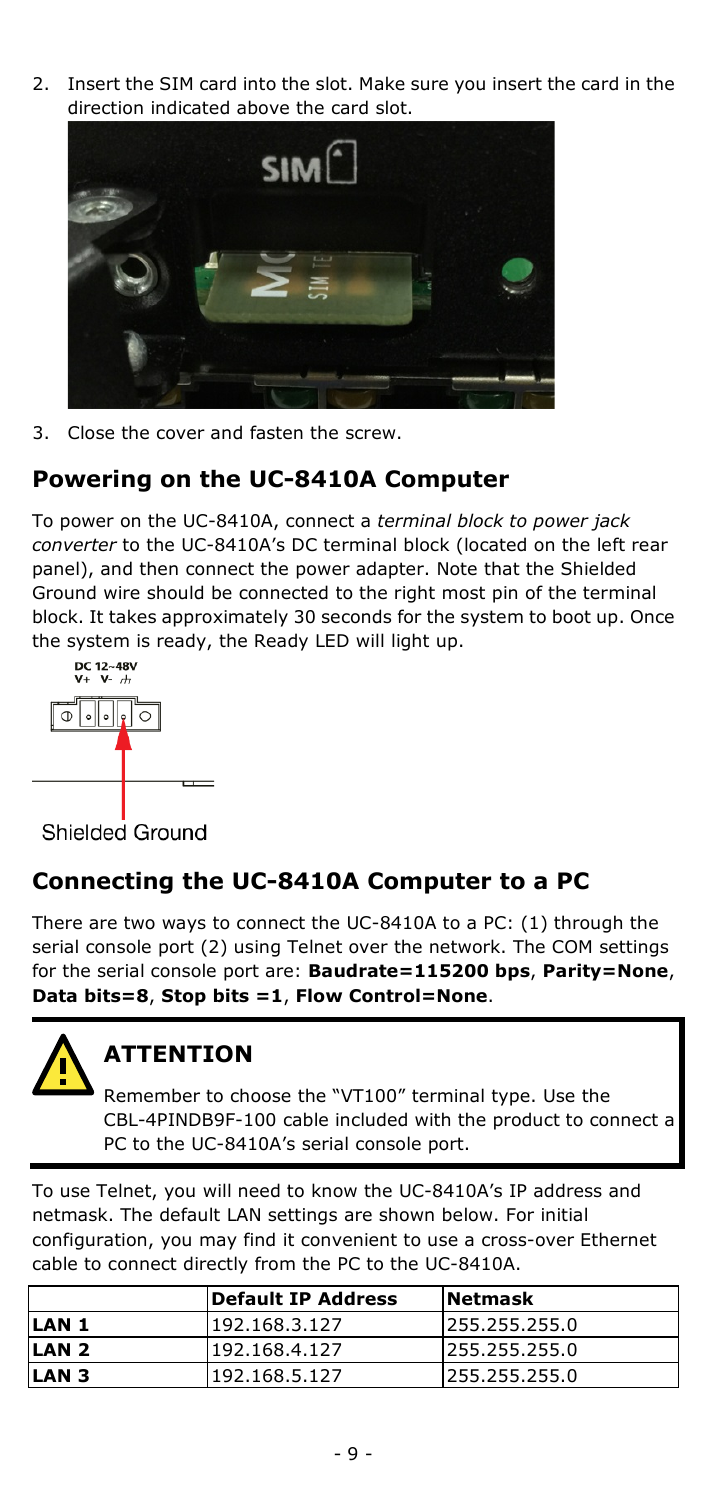2. Insert the SIM card into the slot. Make sure you insert the card in the direction indicated above the card slot.

3. Close the cover and fasten the screw.

## Powering on the UC-8410A Computer

To power on the UC-8410A, connect a *terminal block to power jack converter* to the UC-8410A's DC terminal block (located on the left rear panel), and then connect the power adapter. Note that the Shielded Ground wire should be connected to the right most pin of the terminal block. It takes approximately 30 seconds for the system to boot up. Once the system is ready, the Ready LED will light up.

Shielded Ground

## Connecting the UC-8410A Computer to a PC

There are two ways to connect the UC-8410A to a PC: (1) through the serial console port (2) using Telnet over the network. The COM settings for the serial console port are: **Baudrate=115200 bps**, **Parity=None**, **Data bits=8**, **Stop bits =1**, **Flow Control=None**.

> **ATTENTION**
>
> Remember to choose the "VT100" terminal type. Use the CBL-4PINDB9F-100 cable included with the product to connect a PC to the UC-8410A's serial console port.

To use Telnet, you will need to know the UC-8410A's IP address and netmask. The default LAN settings are shown below. For initial configuration, you may find it convenient to use a cross-over Ethernet cable to connect directly from the PC to the UC-8410A.

| | Default IP Address | Netmask |
|---|---|---|
| **LAN 1** | 192.168.3.127 | 255.255.255.0 |
| **LAN 2** | 192.168.4.127 | 255.255.255.0 |
| **LAN 3** | 192.168.5.127 | 255.255.255.0 |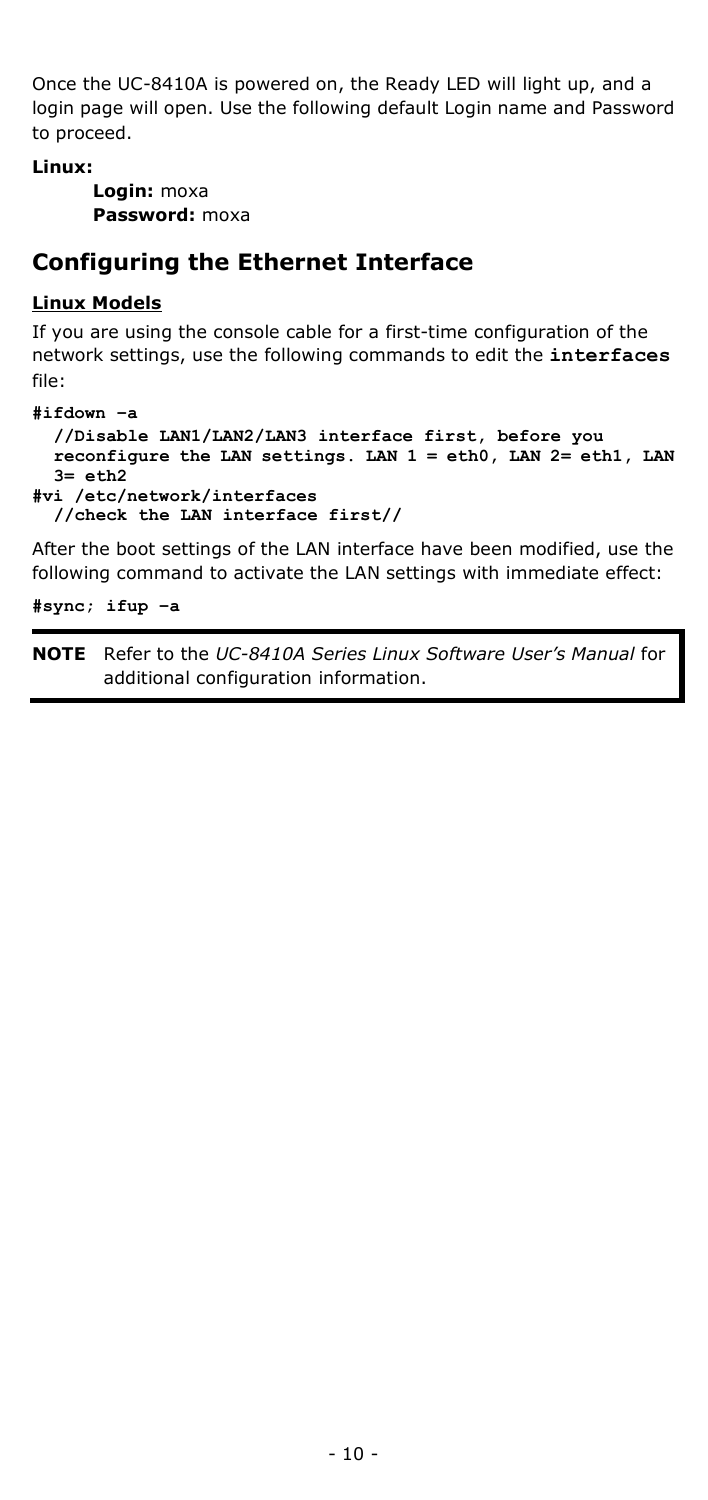Once the UC-8410A is powered on, the Ready LED will light up, and a login page will open. Use the following default Login name and Password to proceed.

**Linux:**

**Login:** moxa
**Password:** moxa

## Configuring the Ethernet Interface

**Linux Models**

If you are using the console cable for a first-time configuration of the network settings, use the following commands to edit the **interfaces** file:

```
#ifdown –a
  //Disable LAN1/LAN2/LAN3 interface first, before you
  reconfigure the LAN settings. LAN 1 = eth0, LAN 2= eth1, LAN
  3= eth2
#vi /etc/network/interfaces
  //check the LAN interface first//
```

After the boot settings of the LAN interface have been modified, use the following command to activate the LAN settings with immediate effect:

```
#sync; ifup –a
```

**NOTE** Refer to the *UC-8410A Series Linux Software User's Manual* for additional configuration information.